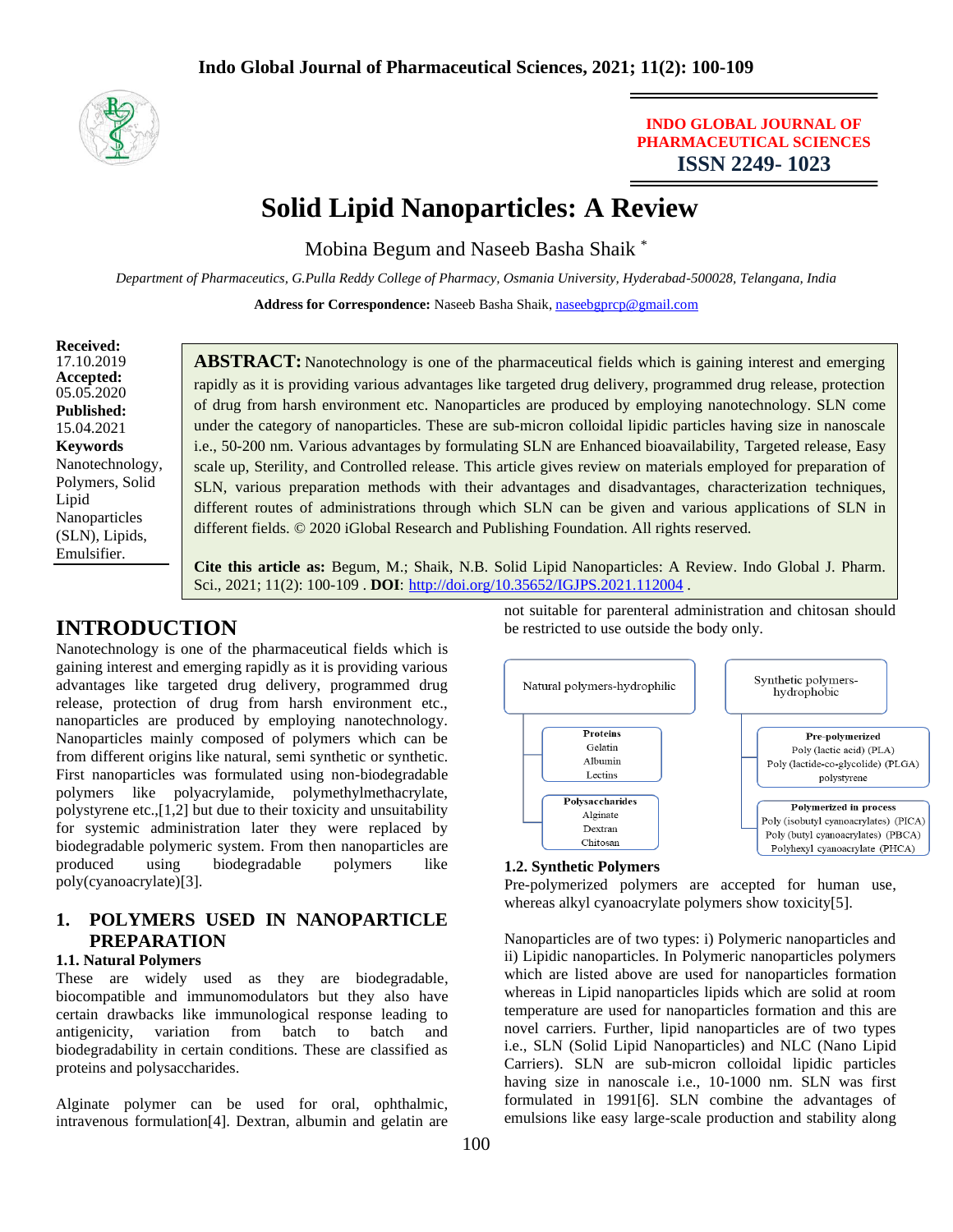INDO GLOBAL JOURNAL OF PHARMACEUTICAL SCIENCES
**ISSN 2249- 1023**

# Solid Lipid Nanoparticles: A Review

Mobina Begum and Naseeb Basha Shaik *

*Department of Pharmaceutics, G.Pulla Reddy College of Pharmacy, Osmania University, Hyderabad-500028, Telangana, India*

**Address for Correspondence:** Naseeb Basha Shaik, naseebgprcp@gmail.com

**Received:** 17.10.2019
**Accepted:** 05.05.2020
**Published:** 15.04.2021
**Keywords**
Nanotechnology, Polymers, Solid Lipid Nanoparticles (SLN), Lipids, Emulsifier.

**ABSTRACT:** Nanotechnology is one of the pharmaceutical fields which is gaining interest and emerging rapidly as it is providing various advantages like targeted drug delivery, programmed drug release, protection of drug from harsh environment etc. Nanoparticles are produced by employing nanotechnology. SLN come under the category of nanoparticles. These are sub-micron colloidal lipidic particles having size in nanoscale i.e., 50-200 nm. Various advantages by formulating SLN are Enhanced bioavailability, Targeted release, Easy scale up, Sterility, and Controlled release. This article gives review on materials employed for preparation of SLN, various preparation methods with their advantages and disadvantages, characterization techniques, different routes of administrations through which SLN can be given and various applications of SLN in different fields. © 2020 iGlobal Research and Publishing Foundation. All rights reserved.

**Cite this article as:** Begum, M.; Shaik, N.B. Solid Lipid Nanoparticles: A Review. Indo Global J. Pharm. Sci., 2021; 11(2): 100-109 . **DOI**: http://doi.org/10.35652/IGJPS.2021.112004 .

## INTRODUCTION

Nanotechnology is one of the pharmaceutical fields which is gaining interest and emerging rapidly as it is providing various advantages like targeted drug delivery, programmed drug release, protection of drug from harsh environment etc., nanoparticles are produced by employing nanotechnology. Nanoparticles mainly composed of polymers which can be from different origins like natural, semi synthetic or synthetic. First nanoparticles was formulated using non-biodegradable polymers like polyacrylamide, polymethylmethacrylate, polystyrene etc.,[1,2] but due to their toxicity and unsuitability for systemic administration later they were replaced by biodegradable polymeric system. From then nanoparticles are produced using biodegradable polymers like poly(cyanoacrylate)[3].

## 1. POLYMERS USED IN NANOPARTICLE PREPARATION

### 1.1. Natural Polymers

These are widely used as they are biodegradable, biocompatible and immunomodulators but they also have certain drawbacks like immunological response leading to antigenicity, variation from batch to batch and biodegradability in certain conditions. These are classified as proteins and polysaccharides.

Alginate polymer can be used for oral, ophthalmic, intravenous formulation[4]. Dextran, albumin and gelatin are not suitable for parenteral administration and chitosan should be restricted to use outside the body only.

Natural polymers-hydrophilic
- **Proteins**: Gelatin, Albumin, Lectins
- **Polysaccharides**: Alginate, Dextran, Chitosan

Synthetic polymers-hydrophobic
- **Pre-polymerized**: Poly (lactic acid) (PLA), Poly (lactide-co-glycolide) (PLGA), polystyrene
- **Polymerized in process**: Poly (isobutyl cyanoacrylates) (PICA), Poly (butyl cyanoacrylates) (PBCA), Polyhexyl cyanoacrylate (PHCA)

### 1.2. Synthetic Polymers

Pre-polymerized polymers are accepted for human use, whereas alkyl cyanoacrylate polymers show toxicity[5].

Nanoparticles are of two types: i) Polymeric nanoparticles and ii) Lipidic nanoparticles. In Polymeric nanoparticles polymers which are listed above are used for nanoparticles formation whereas in Lipid nanoparticles lipids which are solid at room temperature are used for nanoparticles formation and this are novel carriers. Further, lipid nanoparticles are of two types i.e., SLN (Solid Lipid Nanoparticles) and NLC (Nano Lipid Carriers). SLN are sub-micron colloidal lipidic particles having size in nanoscale i.e., 10-1000 nm. SLN was first formulated in 1991[6]. SLN combine the advantages of emulsions like easy large-scale production and stability along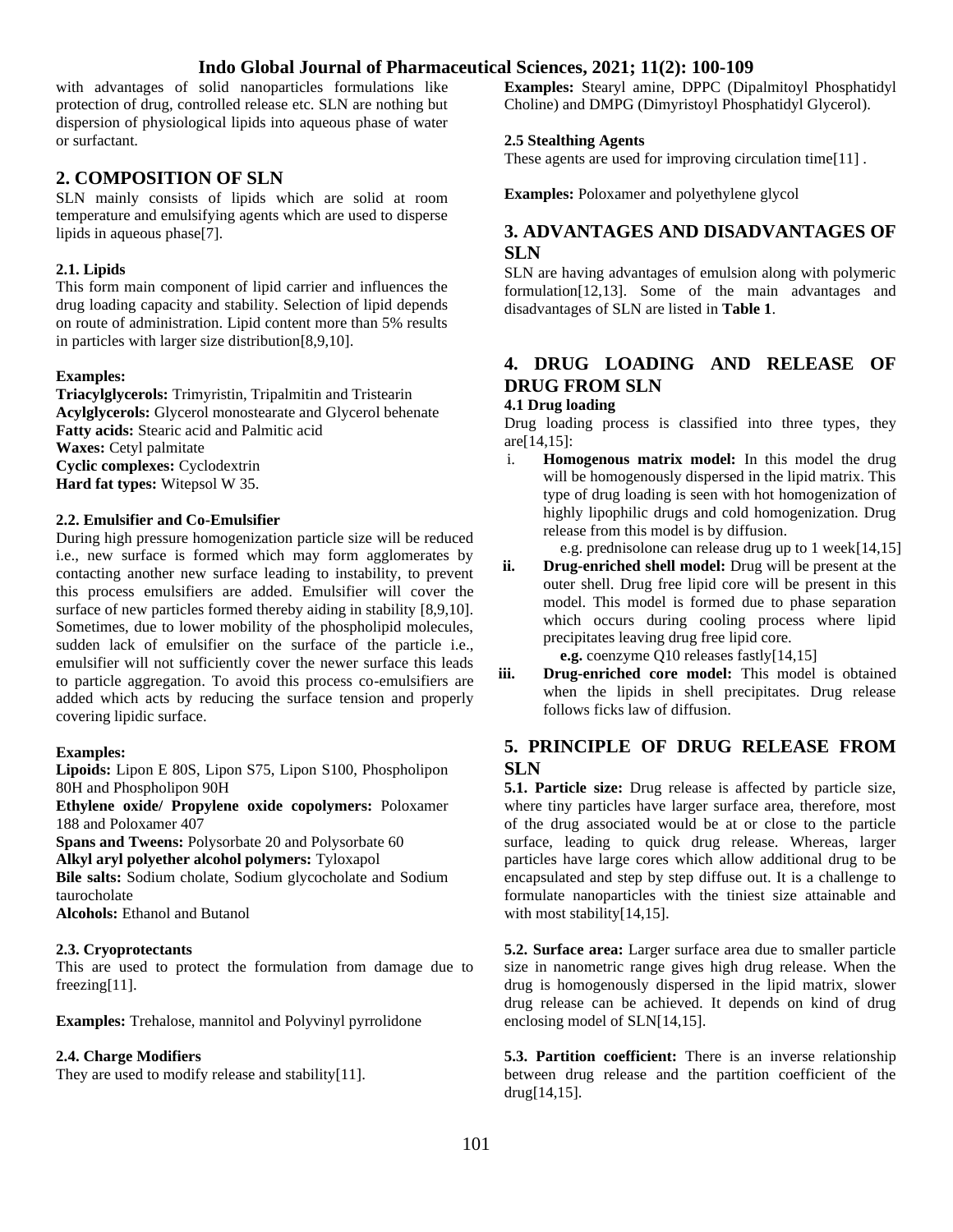with advantages of solid nanoparticles formulations like protection of drug, controlled release etc. SLN are nothing but dispersion of physiological lipids into aqueous phase of water or surfactant.

## 2. COMPOSITION OF SLN

SLN mainly consists of lipids which are solid at room temperature and emulsifying agents which are used to disperse lipids in aqueous phase[7].

### 2.1. Lipids

This form main component of lipid carrier and influences the drug loading capacity and stability. Selection of lipid depends on route of administration. Lipid content more than 5% results in particles with larger size distribution[8,9,10].

**Examples:**

**Triacylglycerols:** Trimyristin, Tripalmitin and Tristearin
**Acylglycerols:** Glycerol monostearate and Glycerol behenate
**Fatty acids:** Stearic acid and Palmitic acid
**Waxes:** Cetyl palmitate
**Cyclic complexes:** Cyclodextrin
**Hard fat types:** Witepsol W 35.

### 2.2. Emulsifier and Co-Emulsifier

During high pressure homogenization particle size will be reduced i.e., new surface is formed which may form agglomerates by contacting another new surface leading to instability, to prevent this process emulsifiers are added. Emulsifier will cover the surface of new particles formed thereby aiding in stability [8,9,10]. Sometimes, due to lower mobility of the phospholipid molecules, sudden lack of emulsifier on the surface of the particle i.e., emulsifier will not sufficiently cover the newer surface this leads to particle aggregation. To avoid this process co-emulsifiers are added which acts by reducing the surface tension and properly covering lipidic surface.

**Examples:**

**Lipoids:** Lipon E 80S, Lipon S75, Lipon S100, Phospholipon 80H and Phospholipon 90H
**Ethylene oxide/ Propylene oxide copolymers:** Poloxamer 188 and Poloxamer 407
**Spans and Tweens:** Polysorbate 20 and Polysorbate 60
**Alkyl aryl polyether alcohol polymers:** Tyloxapol
**Bile salts:** Sodium cholate, Sodium glycocholate and Sodium taurocholate
**Alcohols:** Ethanol and Butanol

### 2.3. Cryoprotectants

This are used to protect the formulation from damage due to freezing[11].

**Examples:** Trehalose, mannitol and Polyvinyl pyrrolidone

### 2.4. Charge Modifiers

They are used to modify release and stability[11].

**Examples:** Stearyl amine, DPPC (Dipalmitoyl Phosphatidyl Choline) and DMPG (Dimyristoyl Phosphatidyl Glycerol).

### 2.5 Stealthing Agents

These agents are used for improving circulation time[11] .

**Examples:** Poloxamer and polyethylene glycol

## 3. ADVANTAGES AND DISADVANTAGES OF SLN

SLN are having advantages of emulsion along with polymeric formulation[12,13]. Some of the main advantages and disadvantages of SLN are listed in **Table 1**.

## 4. DRUG LOADING AND RELEASE OF DRUG FROM SLN

### 4.1 Drug loading

Drug loading process is classified into three types, they are[14,15]:

i. **Homogenous matrix model:** In this model the drug will be homogenously dispersed in the lipid matrix. This type of drug loading is seen with hot homogenization of highly lipophilic drugs and cold homogenization. Drug release from this model is by diffusion.
   e.g. prednisolone can release drug up to 1 week[14,15]
ii. **Drug-enriched shell model:** Drug will be present at the outer shell. Drug free lipid core will be present in this model. This model is formed due to phase separation which occurs during cooling process where lipid precipitates leaving drug free lipid core.
   **e.g.** coenzyme Q10 releases fastly[14,15]
iii. **Drug-enriched core model:** This model is obtained when the lipids in shell precipitates. Drug release follows ficks law of diffusion.

## 5. PRINCIPLE OF DRUG RELEASE FROM SLN

**5.1. Particle size:** Drug release is affected by particle size, where tiny particles have larger surface area, therefore, most of the drug associated would be at or close to the particle surface, leading to quick drug release. Whereas, larger particles have large cores which allow additional drug to be encapsulated and step by step diffuse out. It is a challenge to formulate nanoparticles with the tiniest size attainable and with most stability[14,15].

**5.2. Surface area:** Larger surface area due to smaller particle size in nanometric range gives high drug release. When the drug is homogenously dispersed in the lipid matrix, slower drug release can be achieved. It depends on kind of drug enclosing model of SLN[14,15].

**5.3. Partition coefficient:** There is an inverse relationship between drug release and the partition coefficient of the drug[14,15].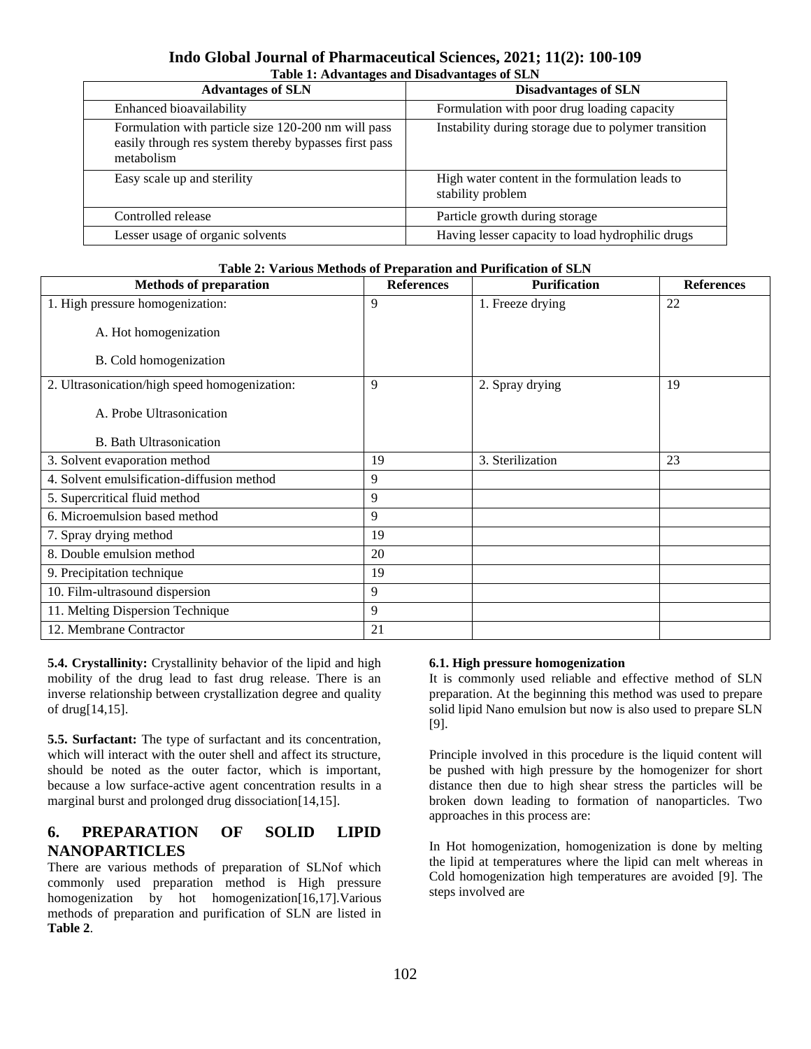**Table 1: Advantages and Disadvantages of SLN**

| Advantages of SLN | Disadvantages of SLN |
|---|---|
| Enhanced bioavailability | Formulation with poor drug loading capacity |
| Formulation with particle size 120-200 nm will pass easily through res system thereby bypasses first pass metabolism | Instability during storage due to polymer transition |
| Easy scale up and sterility | High water content in the formulation leads to stability problem |
| Controlled release | Particle growth during storage |
| Lesser usage of organic solvents | Having lesser capacity to load hydrophilic drugs |

**Table 2: Various Methods of Preparation and Purification of SLN**

| Methods of preparation | References | Purification | References |
|---|---|---|---|
| 1. High pressure homogenization: A. Hot homogenization B. Cold homogenization | 9 | 1. Freeze drying | 22 |
| 2. Ultrasonication/high speed homogenization: A. Probe Ultrasonication B. Bath Ultrasonication | 9 | 2. Spray drying | 19 |
| 3. Solvent evaporation method | 19 | 3. Sterilization | 23 |
| 4. Solvent emulsification-diffusion method | 9 | | |
| 5. Supercritical fluid method | 9 | | |
| 6. Microemulsion based method | 9 | | |
| 7. Spray drying method | 19 | | |
| 8. Double emulsion method | 20 | | |
| 9. Precipitation technique | 19 | | |
| 10. Film-ultrasound dispersion | 9 | | |
| 11. Melting Dispersion Technique | 9 | | |
| 12. Membrane Contractor | 21 | | |

**5.4. Crystallinity:** Crystallinity behavior of the lipid and high mobility of the drug lead to fast drug release. There is an inverse relationship between crystallization degree and quality of drug[14,15].

**5.5. Surfactant:** The type of surfactant and its concentration, which will interact with the outer shell and affect its structure, should be noted as the outer factor, which is important, because a low surface-active agent concentration results in a marginal burst and prolonged drug dissociation[14,15].

## 6. PREPARATION OF SOLID LIPID NANOPARTICLES

There are various methods of preparation of SLNof which commonly used preparation method is High pressure homogenization by hot homogenization[16,17].Various methods of preparation and purification of SLN are listed in **Table 2**.

### 6.1. High pressure homogenization

It is commonly used reliable and effective method of SLN preparation. At the beginning this method was used to prepare solid lipid Nano emulsion but now is also used to prepare SLN [9].

Principle involved in this procedure is the liquid content will be pushed with high pressure by the homogenizer for short distance then due to high shear stress the particles will be broken down leading to formation of nanoparticles. Two approaches in this process are:

In Hot homogenization, homogenization is done by melting the lipid at temperatures where the lipid can melt whereas in Cold homogenization high temperatures are avoided [9]. The steps involved are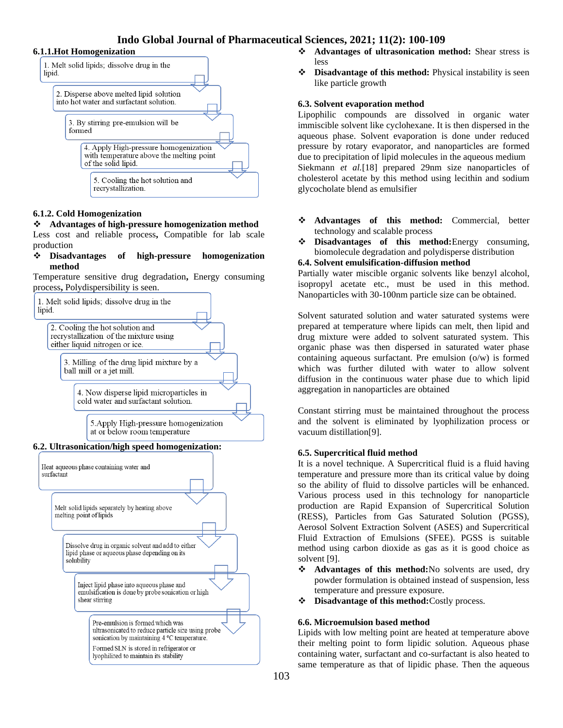#### 6.1.1.Hot Homogenization

1. Melt solid lipids; dissolve drug in the lipid.
2. Disperse above melted lipid solution into hot water and surfactant solution.
3. By stirring pre-emulsion will be formed
4. Apply High-pressure homogenization with temperature above the melting point of the solid lipid.
5. Cooling the hot solution and recrystallization.

#### 6.1.2. Cold Homogenization

- **Advantages of high-pressure homogenization method**

Less cost and reliable process**,** Compatible for lab scale production

- **Disadvantages of high-pressure homogenization method**

Temperature sensitive drug degradation**,** Energy consuming process**,** Polydispersibility is seen.

1. Melt solid lipids; dissolve drug in the lipid.
2. Cooling the hot solution and recrystallization of the mixture using either liquid nitrogen or ice.
3. Milling of the drug lipid mixture by a ball mill or a jet mill.
4. Now disperse lipid microparticles in cold water and surfactant solution.
5. Apply High-pressure homogenization at or below room temperature

### 6.2. Ultrasonication/high speed homogenization:

- Heat aqueous phase containing water and surfactant
- Melt solid lipids separately by heating above melting point of lipids
- Dissolve drug in organic solvent and add to either lipid phase or aqueous phase depending on its solubility
- Inject lipid phase into aqueous phase and emulsification is done by probe sonication or high shear stirring
- Pre-emulsion is formed which was ultrasonicated to reduce particle size using probe sonication by maintaining 4 °C temperature. Formed SLN is stored in refrigerator or lyophilized to maintain its stability

- **Advantages of ultrasonication method:** Shear stress is less
- **Disadvantage of this method:** Physical instability is seen like particle growth

### 6.3. Solvent evaporation method

Lipophilic compounds are dissolved in organic water immiscible solvent like cyclohexane. It is then dispersed in the aqueous phase. Solvent evaporation is done under reduced pressure by rotary evaporator, and nanoparticles are formed due to precipitation of lipid molecules in the aqueous medium Siekmann *et al.*[18] prepared 29nm size nanoparticles of cholesterol acetate by this method using lecithin and sodium glycocholate blend as emulsifier

- **Advantages of this method:** Commercial, better technology and scalable process
- **Disadvantages of this method:**Energy consuming, biomolecule degradation and polydisperse distribution

### 6.4. Solvent emulsification-diffusion method

Partially water miscible organic solvents like benzyl alcohol, isopropyl acetate etc., must be used in this method. Nanoparticles with 30-100nm particle size can be obtained.

Solvent saturated solution and water saturated systems were prepared at temperature where lipids can melt, then lipid and drug mixture were added to solvent saturated system. This organic phase was then dispersed in saturated water phase containing aqueous surfactant. Pre emulsion (o/w) is formed which was further diluted with water to allow solvent diffusion in the continuous water phase due to which lipid aggregation in nanoparticles are obtained

Constant stirring must be maintained throughout the process and the solvent is eliminated by lyophilization process or vacuum distillation[9].

### 6.5. Supercritical fluid method

It is a novel technique. A Supercritical fluid is a fluid having temperature and pressure more than its critical value by doing so the ability of fluid to dissolve particles will be enhanced. Various process used in this technology for nanoparticle production are Rapid Expansion of Supercritical Solution (RESS), Particles from Gas Saturated Solution (PGSS), Aerosol Solvent Extraction Solvent (ASES) and Supercritical Fluid Extraction of Emulsions (SFEE). PGSS is suitable method using carbon dioxide as gas as it is good choice as solvent [9].

- **Advantages of this method:**No solvents are used, dry powder formulation is obtained instead of suspension, less temperature and pressure exposure.
- **Disadvantage of this method:**Costly process.

### 6.6. Microemulsion based method

Lipids with low melting point are heated at temperature above their melting point to form lipidic solution. Aqueous phase containing water, surfactant and co-surfactant is also heated to same temperature as that of lipidic phase. Then the aqueous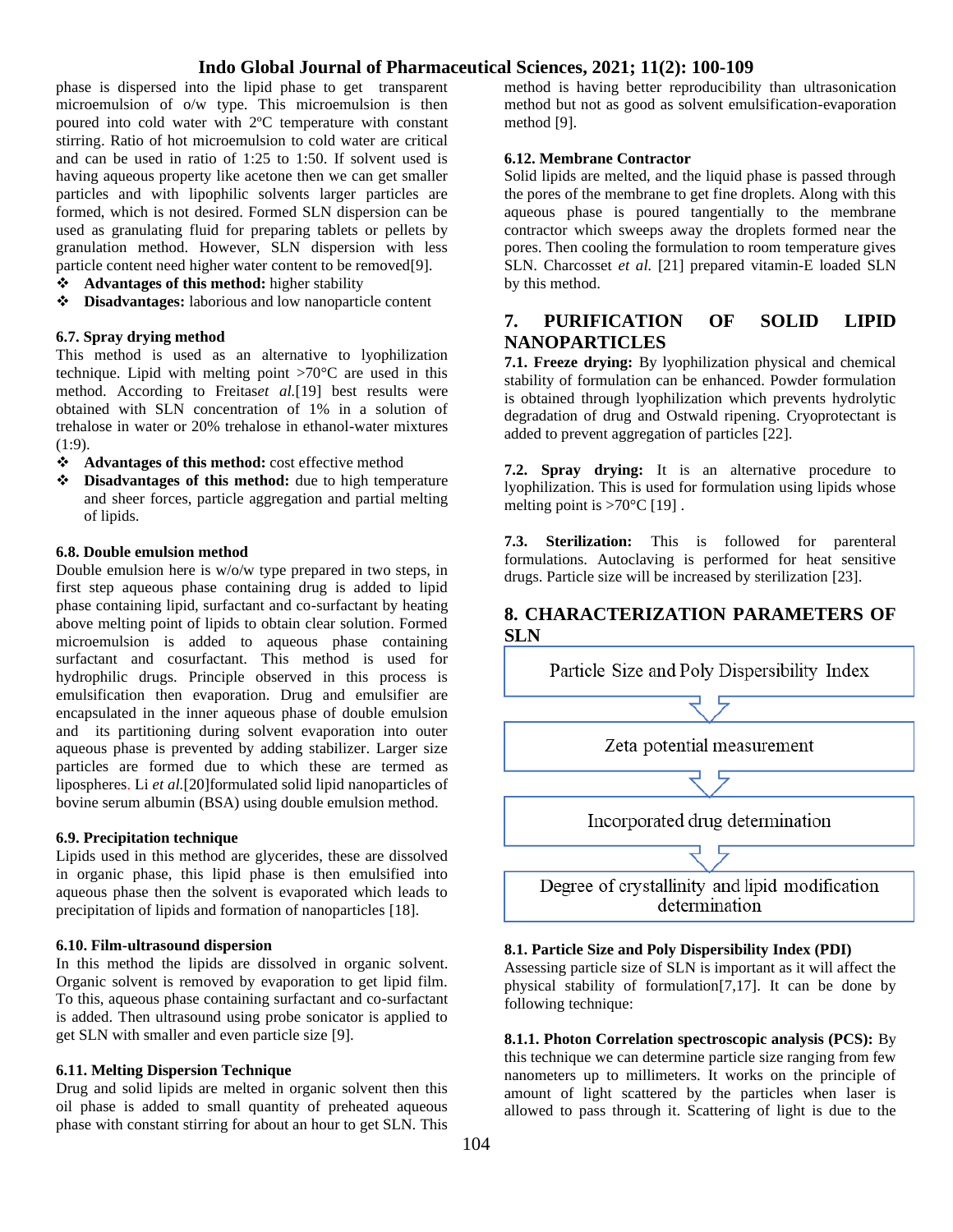phase is dispersed into the lipid phase to get transparent microemulsion of o/w type. This microemulsion is then poured into cold water with 2ºC temperature with constant stirring. Ratio of hot microemulsion to cold water are critical and can be used in ratio of 1:25 to 1:50. If solvent used is having aqueous property like acetone then we can get smaller particles and with lipophilic solvents larger particles are formed, which is not desired. Formed SLN dispersion can be used as granulating fluid for preparing tablets or pellets by granulation method. However, SLN dispersion with less particle content need higher water content to be removed[9].

- **Advantages of this method:** higher stability
- **Disadvantages:** laborious and low nanoparticle content

### 6.7. Spray drying method

This method is used as an alternative to lyophilization technique. Lipid with melting point >70°C are used in this method. According to Freitas*et al.*[19] best results were obtained with SLN concentration of 1% in a solution of trehalose in water or 20% trehalose in ethanol-water mixtures (1:9).

- **Advantages of this method:** cost effective method
- **Disadvantages of this method:** due to high temperature and sheer forces, particle aggregation and partial melting of lipids.

### 6.8. Double emulsion method

Double emulsion here is w/o/w type prepared in two steps, in first step aqueous phase containing drug is added to lipid phase containing lipid, surfactant and co-surfactant by heating above melting point of lipids to obtain clear solution. Formed microemulsion is added to aqueous phase containing surfactant and cosurfactant. This method is used for hydrophilic drugs. Principle observed in this process is emulsification then evaporation. Drug and emulsifier are encapsulated in the inner aqueous phase of double emulsion and its partitioning during solvent evaporation into outer aqueous phase is prevented by adding stabilizer. Larger size particles are formed due to which these are termed as lipospheres. Li *et al.*[20]formulated solid lipid nanoparticles of bovine serum albumin (BSA) using double emulsion method.

### 6.9. Precipitation technique

Lipids used in this method are glycerides, these are dissolved in organic phase, this lipid phase is then emulsified into aqueous phase then the solvent is evaporated which leads to precipitation of lipids and formation of nanoparticles [18].

### 6.10. Film-ultrasound dispersion

In this method the lipids are dissolved in organic solvent. Organic solvent is removed by evaporation to get lipid film. To this, aqueous phase containing surfactant and co-surfactant is added. Then ultrasound using probe sonicator is applied to get SLN with smaller and even particle size [9].

### 6.11. Melting Dispersion Technique

Drug and solid lipids are melted in organic solvent then this oil phase is added to small quantity of preheated aqueous phase with constant stirring for about an hour to get SLN. This method is having better reproducibility than ultrasonication method but not as good as solvent emulsification-evaporation method [9].

### 6.12. Membrane Contractor

Solid lipids are melted, and the liquid phase is passed through the pores of the membrane to get fine droplets. Along with this aqueous phase is poured tangentially to the membrane contractor which sweeps away the droplets formed near the pores. Then cooling the formulation to room temperature gives SLN. Charcosset *et al.* [21] prepared vitamin-E loaded SLN by this method.

## 7. PURIFICATION OF SOLID LIPID NANOPARTICLES

**7.1. Freeze drying:** By lyophilization physical and chemical stability of formulation can be enhanced. Powder formulation is obtained through lyophilization which prevents hydrolytic degradation of drug and Ostwald ripening. Cryoprotectant is added to prevent aggregation of particles [22].

**7.2. Spray drying:** It is an alternative procedure to lyophilization. This is used for formulation using lipids whose melting point is >70°C [19] .

**7.3. Sterilization:** This is followed for parenteral formulations. Autoclaving is performed for heat sensitive drugs. Particle size will be increased by sterilization [23].

## 8. CHARACTERIZATION PARAMETERS OF SLN

Particle Size and Poly Dispersibility Index
↓
Zeta potential measurement
↓
Incorporated drug determination
↓
Degree of crystallinity and lipid modification determination

### 8.1. Particle Size and Poly Dispersibility Index (PDI)

Assessing particle size of SLN is important as it will affect the physical stability of formulation[7,17]. It can be done by following technique:

**8.1.1. Photon Correlation spectroscopic analysis (PCS):** By this technique we can determine particle size ranging from few nanometers up to millimeters. It works on the principle of amount of light scattered by the particles when laser is allowed to pass through it. Scattering of light is due to the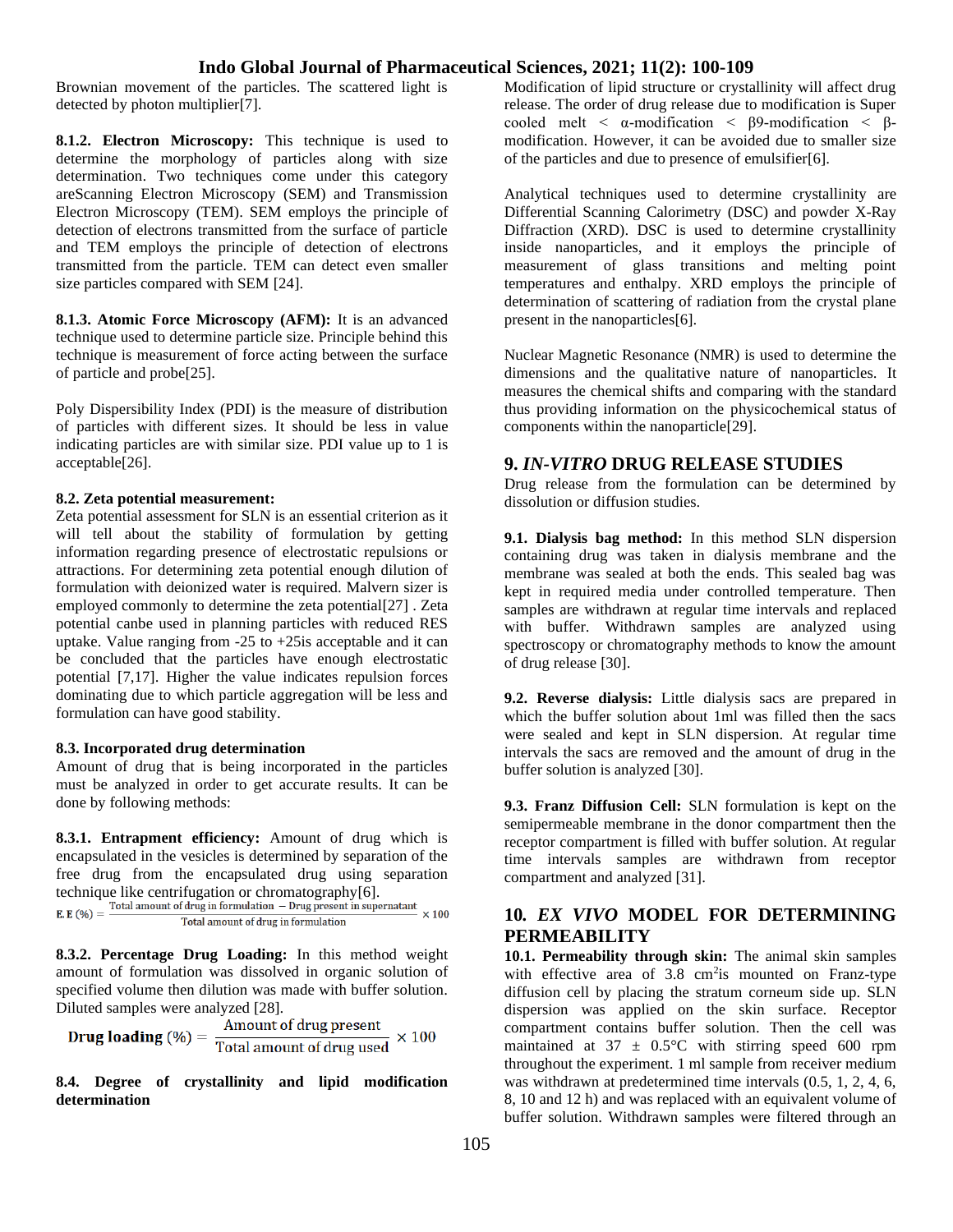Brownian movement of the particles. The scattered light is detected by photon multiplier[7].

**8.1.2. Electron Microscopy:** This technique is used to determine the morphology of particles along with size determination. Two techniques come under this category areScanning Electron Microscopy (SEM) and Transmission Electron Microscopy (TEM). SEM employs the principle of detection of electrons transmitted from the surface of particle and TEM employs the principle of detection of electrons transmitted from the particle. TEM can detect even smaller size particles compared with SEM [24].

**8.1.3. Atomic Force Microscopy (AFM):** It is an advanced technique used to determine particle size. Principle behind this technique is measurement of force acting between the surface of particle and probe[25].

Poly Dispersibility Index (PDI) is the measure of distribution of particles with different sizes. It should be less in value indicating particles are with similar size. PDI value up to 1 is acceptable[26].

**8.2. Zeta potential measurement:**

Zeta potential assessment for SLN is an essential criterion as it will tell about the stability of formulation by getting information regarding presence of electrostatic repulsions or attractions. For determining zeta potential enough dilution of formulation with deionized water is required. Malvern sizer is employed commonly to determine the zeta potential[27] . Zeta potential canbe used in planning particles with reduced RES uptake. Value ranging from -25 to +25is acceptable and it can be concluded that the particles have enough electrostatic potential [7,17]. Higher the value indicates repulsion forces dominating due to which particle aggregation will be less and formulation can have good stability.

**8.3. Incorporated drug determination**

Amount of drug that is being incorporated in the particles must be analyzed in order to get accurate results. It can be done by following methods:

**8.3.1. Entrapment efficiency:** Amount of drug which is encapsulated in the vesicles is determined by separation of the free drug from the encapsulated drug using separation technique like centrifugation or chromatography[6].

$$\text{E.E (\%)} = \frac{\text{Total amount of drug in formulation} - \text{Drug present in supernatant}}{\text{Total amount of drug in formulation}} \times 100$$

**8.3.2. Percentage Drug Loading:** In this method weight amount of formulation was dissolved in organic solution of specified volume then dilution was made with buffer solution. Diluted samples were analyzed [28].

$$\textbf{Drug loading (\%)} = \frac{\text{Amount of drug present}}{\text{Total amount of drug used}} \times 100$$

**8.4. Degree of crystallinity and lipid modification determination**

Modification of lipid structure or crystallinity will affect drug release. The order of drug release due to modification is Super cooled melt < α-modification < β9-modification < β-modification. However, it can be avoided due to smaller size of the particles and due to presence of emulsifier[6].

Analytical techniques used to determine crystallinity are Differential Scanning Calorimetry (DSC) and powder X-Ray Diffraction (XRD). DSC is used to determine crystallinity inside nanoparticles, and it employs the principle of measurement of glass transitions and melting point temperatures and enthalpy. XRD employs the principle of determination of scattering of radiation from the crystal plane present in the nanoparticles[6].

Nuclear Magnetic Resonance (NMR) is used to determine the dimensions and the qualitative nature of nanoparticles. It measures the chemical shifts and comparing with the standard thus providing information on the physicochemical status of components within the nanoparticle[29].

## 9. *IN-VITRO* DRUG RELEASE STUDIES

Drug release from the formulation can be determined by dissolution or diffusion studies.

**9.1. Dialysis bag method:** In this method SLN dispersion containing drug was taken in dialysis membrane and the membrane was sealed at both the ends. This sealed bag was kept in required media under controlled temperature. Then samples are withdrawn at regular time intervals and replaced with buffer. Withdrawn samples are analyzed using spectroscopy or chromatography methods to know the amount of drug release [30].

**9.2. Reverse dialysis:** Little dialysis sacs are prepared in which the buffer solution about 1ml was filled then the sacs were sealed and kept in SLN dispersion. At regular time intervals the sacs are removed and the amount of drug in the buffer solution is analyzed [30].

**9.3. Franz Diffusion Cell:** SLN formulation is kept on the semipermeable membrane in the donor compartment then the receptor compartment is filled with buffer solution. At regular time intervals samples are withdrawn from receptor compartment and analyzed [31].

## 10. *EX VIVO* MODEL FOR DETERMINING PERMEABILITY

**10.1. Permeability through skin:** The animal skin samples with effective area of 3.8 $cm^2$is mounted on Franz-type diffusion cell by placing the stratum corneum side up. SLN dispersion was applied on the skin surface. Receptor compartment contains buffer solution. Then the cell was maintained at 37 ± 0.5°C with stirring speed 600 rpm throughout the experiment. 1 ml sample from receiver medium was withdrawn at predetermined time intervals (0.5, 1, 2, 4, 6, 8, 10 and 12 h) and was replaced with an equivalent volume of buffer solution. Withdrawn samples were filtered through an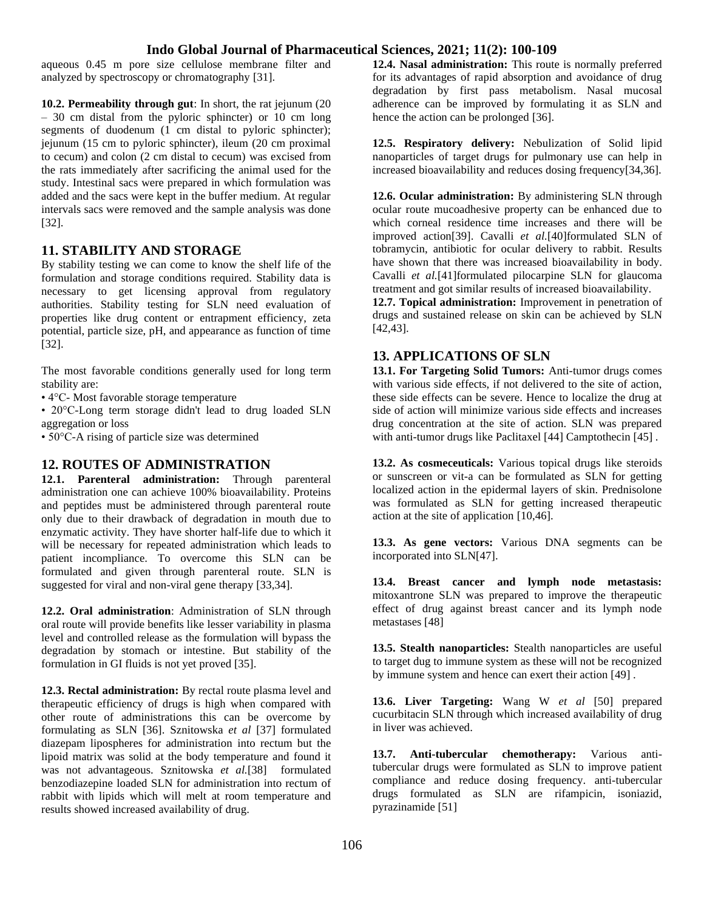aqueous 0.45 m pore size cellulose membrane filter and analyzed by spectroscopy or chromatography [31].

**10.2. Permeability through gut**: In short, the rat jejunum (20 – 30 cm distal from the pyloric sphincter) or 10 cm long segments of duodenum (1 cm distal to pyloric sphincter); jejunum (15 cm to pyloric sphincter), ileum (20 cm proximal to cecum) and colon (2 cm distal to cecum) was excised from the rats immediately after sacrificing the animal used for the study. Intestinal sacs were prepared in which formulation was added and the sacs were kept in the buffer medium. At regular intervals sacs were removed and the sample analysis was done [32].

## 11. STABILITY AND STORAGE

By stability testing we can come to know the shelf life of the formulation and storage conditions required. Stability data is necessary to get licensing approval from regulatory authorities. Stability testing for SLN need evaluation of properties like drug content or entrapment efficiency, zeta potential, particle size, pH, and appearance as function of time [32].

The most favorable conditions generally used for long term stability are:

- 4°C- Most favorable storage temperature
- 20°C-Long term storage didn't lead to drug loaded SLN aggregation or loss
- 50°C-A rising of particle size was determined

## 12. ROUTES OF ADMINISTRATION

**12.1. Parenteral administration:** Through parenteral administration one can achieve 100% bioavailability. Proteins and peptides must be administered through parenteral route only due to their drawback of degradation in mouth due to enzymatic activity. They have shorter half-life due to which it will be necessary for repeated administration which leads to patient incompliance. To overcome this SLN can be formulated and given through parenteral route. SLN is suggested for viral and non-viral gene therapy [33,34].

**12.2. Oral administration**: Administration of SLN through oral route will provide benefits like lesser variability in plasma level and controlled release as the formulation will bypass the degradation by stomach or intestine. But stability of the formulation in GI fluids is not yet proved [35].

**12.3. Rectal administration:** By rectal route plasma level and therapeutic efficiency of drugs is high when compared with other route of administrations this can be overcome by formulating as SLN [36]. Sznitowska *et al* [37] formulated diazepam lipospheres for administration into rectum but the lipoid matrix was solid at the body temperature and found it was not advantageous. Sznitowska *et al.*[38] formulated benzodiazepine loaded SLN for administration into rectum of rabbit with lipids which will melt at room temperature and results showed increased availability of drug.

**12.4. Nasal administration:** This route is normally preferred for its advantages of rapid absorption and avoidance of drug degradation by first pass metabolism. Nasal mucosal adherence can be improved by formulating it as SLN and hence the action can be prolonged [36].

**12.5. Respiratory delivery:** Nebulization of Solid lipid nanoparticles of target drugs for pulmonary use can help in increased bioavailability and reduces dosing frequency[34,36].

**12.6. Ocular administration:** By administering SLN through ocular route mucoadhesive property can be enhanced due to which corneal residence time increases and there will be improved action[39]. Cavalli *et al.*[40]formulated SLN of tobramycin, antibiotic for ocular delivery to rabbit. Results have shown that there was increased bioavailability in body. Cavalli *et al.*[41]formulated pilocarpine SLN for glaucoma treatment and got similar results of increased bioavailability.

**12.7. Topical administration:** Improvement in penetration of drugs and sustained release on skin can be achieved by SLN [42,43].

## 13. APPLICATIONS OF SLN

**13.1. For Targeting Solid Tumors:** Anti-tumor drugs comes with various side effects, if not delivered to the site of action, these side effects can be severe. Hence to localize the drug at side of action will minimize various side effects and increases drug concentration at the site of action. SLN was prepared with anti-tumor drugs like Paclitaxel [44] Camptothecin [45] .

**13.2. As cosmeceuticals:** Various topical drugs like steroids or sunscreen or vit-a can be formulated as SLN for getting localized action in the epidermal layers of skin. Prednisolone was formulated as SLN for getting increased therapeutic action at the site of application [10,46].

**13.3. As gene vectors:** Various DNA segments can be incorporated into SLN[47].

**13.4. Breast cancer and lymph node metastasis:** mitoxantrone SLN was prepared to improve the therapeutic effect of drug against breast cancer and its lymph node metastases [48]

**13.5. Stealth nanoparticles:** Stealth nanoparticles are useful to target dug to immune system as these will not be recognized by immune system and hence can exert their action [49] .

**13.6. Liver Targeting:** Wang W *et al* [50] prepared cucurbitacin SLN through which increased availability of drug in liver was achieved.

**13.7. Anti-tubercular chemotherapy:** Various anti-tubercular drugs were formulated as SLN to improve patient compliance and reduce dosing frequency. anti-tubercular drugs formulated as SLN are rifampicin, isoniazid, pyrazinamide [51]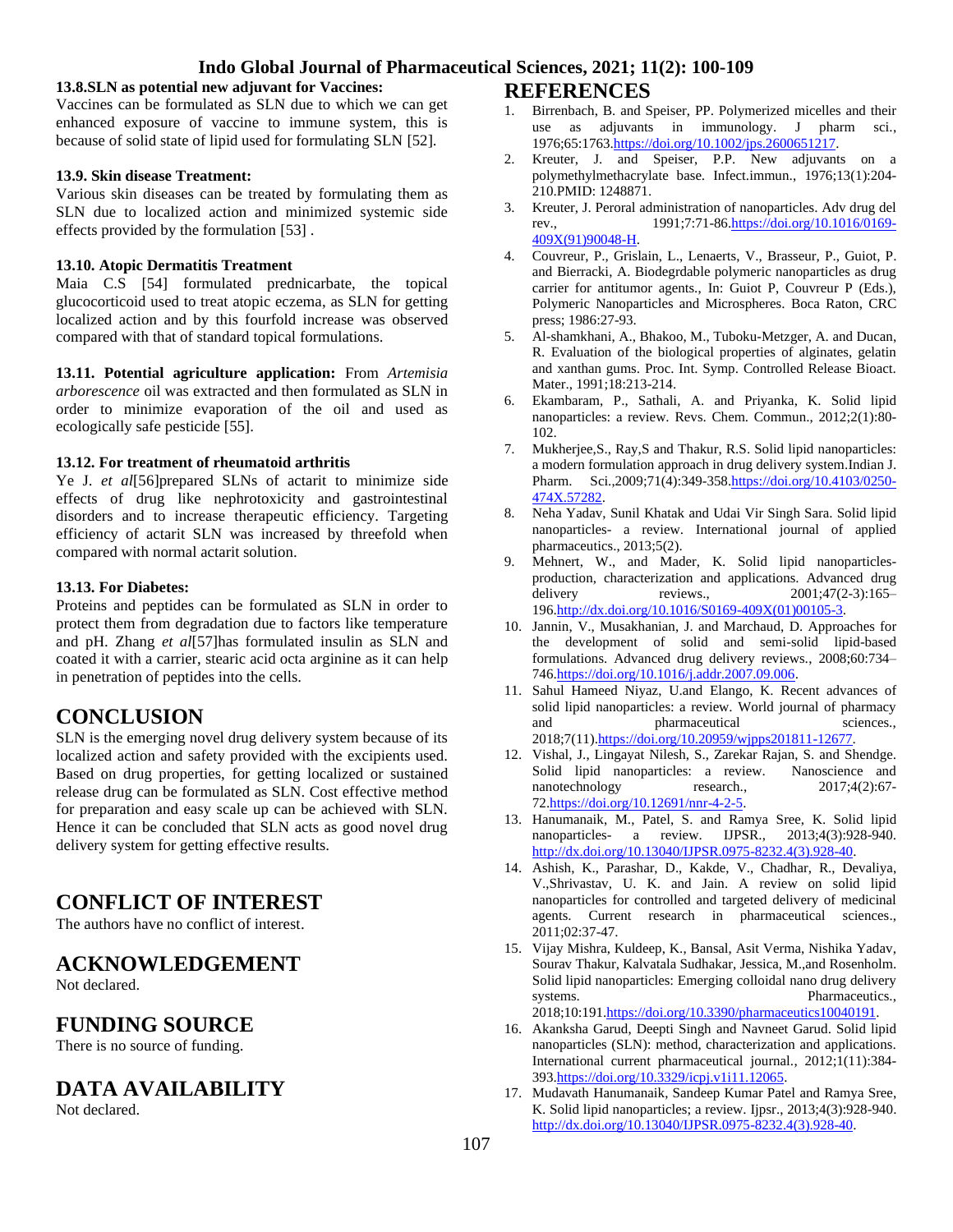### 13.8.SLN as potential new adjuvant for Vaccines:

Vaccines can be formulated as SLN due to which we can get enhanced exposure of vaccine to immune system, this is because of solid state of lipid used for formulating SLN [52].

### 13.9. Skin disease Treatment:

Various skin diseases can be treated by formulating them as SLN due to localized action and minimized systemic side effects provided by the formulation [53] .

### 13.10. Atopic Dermatitis Treatment

Maia C.S [54] formulated prednicarbate, the topical glucocorticoid used to treat atopic eczema, as SLN for getting localized action and by this fourfold increase was observed compared with that of standard topical formulations.

**13.11. Potential agriculture application:** From *Artemisia arborescence* oil was extracted and then formulated as SLN in order to minimize evaporation of the oil and used as ecologically safe pesticide [55].

### 13.12. For treatment of rheumatoid arthritis

Ye J. *et al*[56]prepared SLNs of actarit to minimize side effects of drug like nephrotoxicity and gastrointestinal disorders and to increase therapeutic efficiency. Targeting efficiency of actarit SLN was increased by threefold when compared with normal actarit solution.

### 13.13. For Diabetes:

Proteins and peptides can be formulated as SLN in order to protect them from degradation due to factors like temperature and pH. Zhang *et al*[57]has formulated insulin as SLN and coated it with a carrier, stearic acid octa arginine as it can help in penetration of peptides into the cells.

## CONCLUSION

SLN is the emerging novel drug delivery system because of its localized action and safety provided with the excipients used. Based on drug properties, for getting localized or sustained release drug can be formulated as SLN. Cost effective method for preparation and easy scale up can be achieved with SLN. Hence it can be concluded that SLN acts as good novel drug delivery system for getting effective results.

## CONFLICT OF INTEREST

The authors have no conflict of interest.

## ACKNOWLEDGEMENT

Not declared.

## FUNDING SOURCE

There is no source of funding.

## DATA AVAILABILITY

Not declared.

## REFERENCES

1. Birrenbach, B. and Speiser, PP. Polymerized micelles and their use as adjuvants in immunology. J pharm sci., 1976;65:1763.https://doi.org/10.1002/jps.2600651217.
2. Kreuter, J. and Speiser, P.P. New adjuvants on a polymethylmethacrylate base. Infect.immun., 1976;13(1):204-210.PMID: 1248871.
3. Kreuter, J. Peroral administration of nanoparticles. Adv drug del rev., 1991;7:71-86.https://doi.org/10.1016/0169-409X(91)90048-H.
4. Couvreur, P., Grislain, L., Lenaerts, V., Brasseur, P., Guiot, P. and Bierracki, A. Biodegrdable polymeric nanoparticles as drug carrier for antitumor agents., In: Guiot P, Couvreur P (Eds.), Polymeric Nanoparticles and Microspheres. Boca Raton, CRC press; 1986:27-93.
5. Al-shamkhani, A., Bhakoo, M., Tuboku-Metzger, A. and Ducan, R. Evaluation of the biological properties of alginates, gelatin and xanthan gums. Proc. Int. Symp. Controlled Release Bioact. Mater., 1991;18:213-214.
6. Ekambaram, P., Sathali, A. and Priyanka, K. Solid lipid nanoparticles: a review. Revs. Chem. Commun., 2012;2(1):80-102.
7. Mukherjee,S., Ray,S and Thakur, R.S. Solid lipid nanoparticles: a modern formulation approach in drug delivery system.Indian J. Pharm. Sci.,2009;71(4):349-358.https://doi.org/10.4103/0250-474X.57282.
8. Neha Yadav, Sunil Khatak and Udai Vir Singh Sara. Solid lipid nanoparticles- a review. International journal of applied pharmaceutics., 2013;5(2).
9. Mehnert, W., and Mader, K. Solid lipid nanoparticles-production, characterization and applications. Advanced drug delivery reviews., 2001;47(2-3):165–196.http://dx.doi.org/10.1016/S0169-409X(01)00105-3.
10. Jannin, V., Musakhanian, J. and Marchaud, D. Approaches for the development of solid and semi-solid lipid-based formulations. Advanced drug delivery reviews., 2008;60:734–746.https://doi.org/10.1016/j.addr.2007.09.006.
11. Sahul Hameed Niyaz, U.and Elango, K. Recent advances of solid lipid nanoparticles: a review. World journal of pharmacy and pharmaceutical sciences., 2018;7(11).https://doi.org/10.20959/wjpps201811-12677.
12. Vishal, J., Lingayat Nilesh, S., Zarekar Rajan, S. and Shendge. Solid lipid nanoparticles: a review. Nanoscience and nanotechnology research., 2017;4(2):67-72.https://doi.org/10.12691/nnr-4-2-5.
13. Hanumanaik, M., Patel, S. and Ramya Sree, K. Solid lipid nanoparticles- a review. IJPSR., 2013;4(3):928-940. http://dx.doi.org/10.13040/IJPSR.0975-8232.4(3).928-40.
14. Ashish, K., Parashar, D., Kakde, V., Chadhar, R., Devaliya, V.,Shrivastav, U. K. and Jain. A review on solid lipid nanoparticles for controlled and targeted delivery of medicinal agents. Current research in pharmaceutical sciences., 2011;02:37-47.
15. Vijay Mishra, Kuldeep, K., Bansal, Asit Verma, Nishika Yadav, Sourav Thakur, Kalvatala Sudhakar, Jessica, M.,and Rosenholm. Solid lipid nanoparticles: Emerging colloidal nano drug delivery systems. Pharmaceutics., 2018;10:191.https://doi.org/10.3390/pharmaceutics10040191.
16. Akanksha Garud, Deepti Singh and Navneet Garud. Solid lipid nanoparticles (SLN): method, characterization and applications. International current pharmaceutical journal., 2012;1(11):384-393.https://doi.org/10.3329/icpj.v1i11.12065.
17. Mudavath Hanumanaik, Sandeep Kumar Patel and Ramya Sree, K. Solid lipid nanoparticles; a review. Ijpsr., 2013;4(3):928-940. http://dx.doi.org/10.13040/IJPSR.0975-8232.4(3).928-40.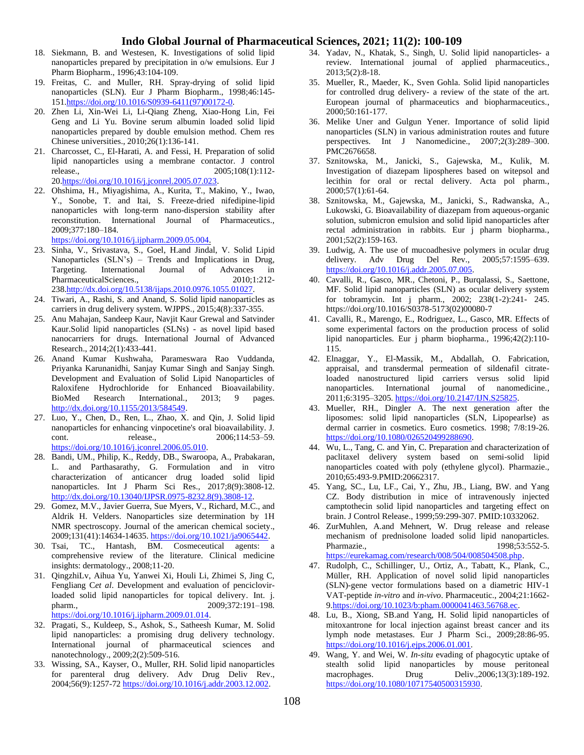18. Siekmann, B. and Westesen, K. Investigations of solid lipid nanoparticles prepared by precipitation in o/w emulsions. Eur J Pharm Biopharm., 1996;43:104-109.
19. Freitas, C. and Muller, RH. Spray-drying of solid lipid nanoparticles (SLN). Eur J Pharm Biopharm., 1998;46:145-151.https://doi.org/10.1016/S0939-6411(97)00172-0.
20. Zhen Li, Xin-Wei Li, Li-Qiang Zheng, Xiao-Hong Lin, Fei Geng and Li Yu. Bovine serum albumin loaded solid lipid nanoparticles prepared by double emulsion method. Chem res Chinese universities., 2010;26(1):136-141.
21. Charcosset, C., El-Harati, A. and Fessi, H. Preparation of solid lipid nanoparticles using a membrane contactor. J control release., 2005;108(1):112-20.https://doi.org/10.1016/j.jconrel.2005.07.023.
22. Ohshima, H., Miyagishima, A., Kurita, T., Makino, Y., Iwao, Y., Sonobe, T. and Itai, S. Freeze-dried nifedipine-lipid nanoparticles with long-term nano-dispersion stability after reconstitution. International Journal of Pharmaceutics., 2009;377:180–184. https://doi.org/10.1016/j.ijpharm.2009.05.004.
23. Sinha, V., Srivastava, S., Goel, H.and Jindal, V. Solid Lipid Nanoparticles (SLN's) – Trends and Implications in Drug, Targeting. International Journal of Advances in PharmaceuticalSciences., 2010;1:212-238.http://dx.doi.org/10.5138/ijaps.2010.0976.1055.01027.
24. Tiwari, A., Rashi, S. and Anand, S. Solid lipid nanoparticles as carriers in drug delivery system. WJPPS., 2015;4(8):337-355.
25. Anu Mahajan, Sandeep Kaur, Navjit Kaur Grewal and Satvinder Kaur.Solid lipid nanoparticles (SLNs) - as novel lipid based nanocarriers for drugs. International Journal of Advanced Research., 2014;2(1):433-441.
26. Anand Kumar Kushwaha, Parameswara Rao Vuddanda, Priyanka Karunanidhi, Sanjay Kumar Singh and Sanjay Singh. Development and Evaluation of Solid Lipid Nanoparticles of Raloxifene Hydrochloride for Enhanced Bioavailability. BioMed Research International., 2013; 9 pages. http://dx.doi.org/10.1155/2013/584549.
27. Luo, Y., Chen, D., Ren, L., Zhao, X. and Qin, J. Solid lipid nanoparticles for enhancing vinpocetine's oral bioavailability. J. cont. release., 2006;114:53–59. https://doi.org/10.1016/j.jconrel.2006.05.010.
28. Bandi, UM., Philip, K., Reddy, DB., Swaroopa, A., Prabakaran, L. and Parthasarathy, G. Formulation and in vitro characterization of anticancer drug loaded solid lipid nanoparticles. Int J Pharm Sci Res., 2017;8(9):3808-12. http://dx.doi.org/10.13040/IJPSR.0975-8232.8(9).3808-12.
29. Gomez, M.V., Javier Guerra, Sue Myers, V., Richard, M.C., and Aldrik H. Velders. Nanoparticles size determination by 1H NMR spectroscopy. Journal of the american chemical society., 2009;131(41):14634-14635. https://doi.org/10.1021/ja9065442.
30. Tsai, TC., Hantash, BM. Cosmeceutical agents: a comprehensive review of the literature. Clinical medicine insights: dermatology., 2008;11-20.
31. QingzhiLv, Aihua Yu, Yanwei Xi, Houli Li, Zhimei S, Jing C, Fengliang C*et al*. Development and evaluation of penciclovir-loaded solid lipid nanoparticles for topical delivery. Int. j. pharm., 2009;372:191–198. https://doi.org/10.1016/j.ijpharm.2009.01.014.
32. Pragati, S., Kuldeep, S., Ashok, S., Satheesh Kumar, M. Solid lipid nanoparticles: a promising drug delivery technology. International journal of pharmaceutical sciences and nanotechnology., 2009;2(2):509-516.
33. Wissing, SA., Kayser, O., Muller, RH. Solid lipid nanoparticles for parenteral drug delivery. Adv Drug Deliv Rev., 2004;56(9):1257-72 https://doi.org/10.1016/j.addr.2003.12.002.
34. Yadav, N., Khatak, S., Singh, U. Solid lipid nanoparticles- a review. International journal of applied pharmaceutics., 2013;5(2):8-18.
35. Mueller, R., Maeder, K., Sven Gohla. Solid lipid nanoparticles for controlled drug delivery- a review of the state of the art. European journal of pharmaceutics and biopharmaceutics., 2000;50:161-177.
36. Melike Uner and Gulgun Yener. Importance of solid lipid nanoparticles (SLN) in various administration routes and future perspectives. Int J Nanomedicine., 2007;2(3):289–300. PMC2676658.
37. Sznitowska, M., Janicki, S., Gajewska, M., Kulik, M. Investigation of diazepam lipospheres based on witepsol and lecithin for oral or rectal delivery. Acta pol pharm., 2000;57(1):61-64.
38. Sznitowska, M., Gajewska, M., Janicki, S., Radwanska, A., Lukowski, G. Bioavailability of diazepam from aqueous-organic solution, submicron emulsion and solid lipid nanoparticles after rectal administration in rabbits. Eur j pharm biopharma., 2001;52(2):159-163.
39. Ludwig, A. The use of mucoadhesive polymers in ocular drug delivery. Adv Drug Del Rev., 2005;57:1595–639. https://doi.org/10.1016/j.addr.2005.07.005.
40. Cavalli, R., Gasco, MR., Chetoni, P., Burqalassi, S., Saettone, MF. Solid lipid nanoparticles (SLN) as ocular delivery system for tobramycin. Int j pharm., 2002; 238(1-2):241- 245. https://doi.org/10.1016/S0378-5173(02)00080-7
41. Cavalli, R., Marengo, E., Rodriguez, L., Gasco, MR. Effects of some experimental factors on the production process of solid lipid nanoparticles. Eur j pharm biopharma., 1996;42(2):110-115.
42. Elnaggar, Y., El-Massik, M., Abdallah, O. Fabrication, appraisal, and transdermal permeation of sildenafil citrate-loaded nanostructured lipid carriers versus solid lipid nanoparticles. International journal of nanomedicine., 2011;6:3195–3205. https://doi.org/10.2147/IJN.S25825.
43. Mueller, RH., Dingler A. The next generation after the liposomes: solid lipid nanoparticles (SLN, Lipopearlse) as dermal carrier in cosmetics. Euro cosmetics. 1998; 7/8:19-26. https://doi.org/10.1080/026520499288690.
44. Wu, L., Tang, C. and Yin, C. Preparation and characterization of paclitaxel delivery system based on semi-solid lipid nanoparticles coated with poly (ethylene glycol). Pharmazie., 2010;65:493-9.PMID:20662317.
45. Yang, SC., Lu, LF., Cai, Y., Zhu, JB., Liang, BW. and Yang CZ. Body distribution in mice of intravenously injected camptothecin solid lipid nanoparticles and targeting effect on brain. J Control Release., 1999;59:299-307. PMID:10332062.
46. ZurMuhlen, A.and Mehnert, W. Drug release and release mechanism of prednisolone loaded solid lipid nanoparticles. Pharmazie., 1998;53:552-5. https://eurekamag.com/research/008/504/008504508.php.
47. Rudolph, C., Schillinger, U., Ortiz, A., Tabatt, K., Plank, C., Müller, RH. Application of novel solid lipid nanoparticles (SLN)-gene vector formulations based on a diametric HIV-1 VAT-peptide *in-vitro* and *in-vivo*. Pharmaceutic., 2004;21:1662-9.https://doi.org/10.1023/b:pham.0000041463.56768.ec.
48. Lu, B., Xiong, SB.and Yang, H. Solid lipid nanoparticles of mitoxantrone for local injection against breast cancer and its lymph node metastases. Eur J Pharm Sci., 2009;28:86-95. https://doi.org/10.1016/j.ejps.2006.01.001.
49. Wang, Y. and Wei, W. *In-situ* evading of phagocytic uptake of stealth solid lipid nanoparticles by mouse peritoneal macrophages. Drug Deliv.,2006;13(3):189-192. https://doi.org/10.1080/10717540500315930.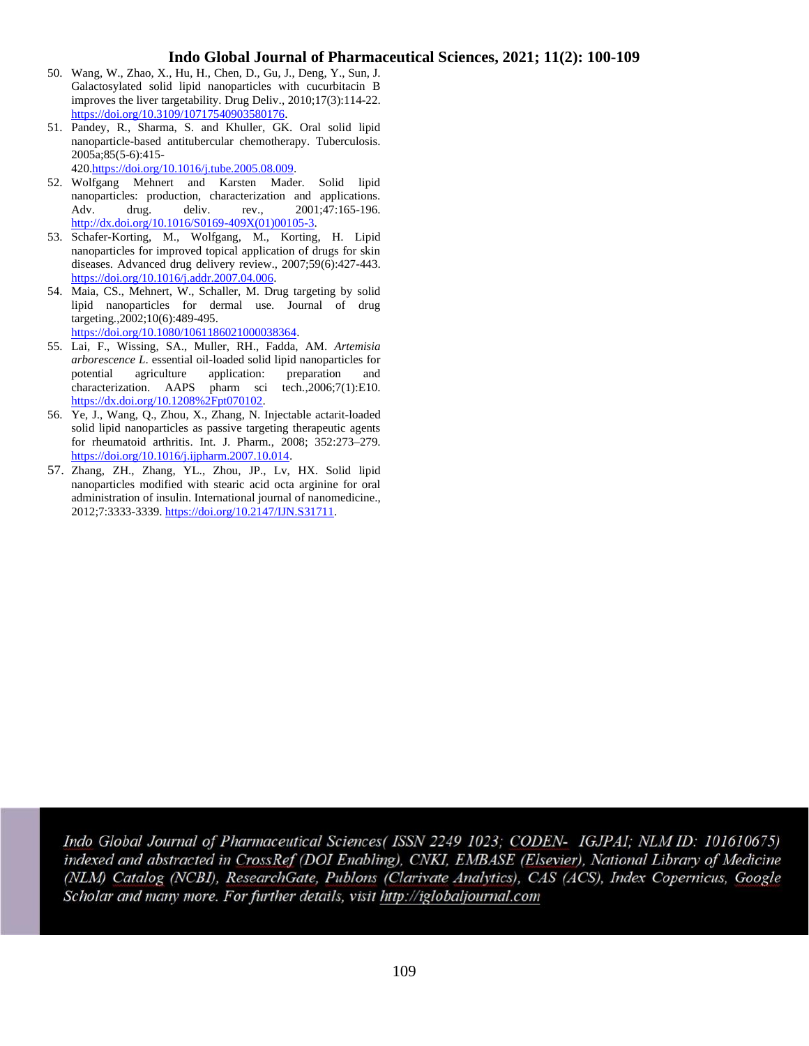50. Wang, W., Zhao, X., Hu, H., Chen, D., Gu, J., Deng, Y., Sun, J. Galactosylated solid lipid nanoparticles with cucurbitacin B improves the liver targetability. Drug Deliv., 2010;17(3):114-22. https://doi.org/10.3109/10717540903580176.
51. Pandey, R., Sharma, S. and Khuller, GK. Oral solid lipid nanoparticle-based antitubercular chemotherapy. Tuberculosis. 2005a;85(5-6):415-420.https://doi.org/10.1016/j.tube.2005.08.009.
52. Wolfgang Mehnert and Karsten Mader. Solid lipid nanoparticles: production, characterization and applications. Adv. drug. deliv. rev., 2001;47:165-196. http://dx.doi.org/10.1016/S0169-409X(01)00105-3.
53. Schafer-Korting, M., Wolfgang, M., Korting, H. Lipid nanoparticles for improved topical application of drugs for skin diseases. Advanced drug delivery review., 2007;59(6):427-443. https://doi.org/10.1016/j.addr.2007.04.006.
54. Maia, CS., Mehnert, W., Schaller, M. Drug targeting by solid lipid nanoparticles for dermal use. Journal of drug targeting.,2002;10(6):489-495. https://doi.org/10.1080/1061186021000038364.
55. Lai, F., Wissing, SA., Muller, RH., Fadda, AM. *Artemisia arborescence L.* essential oil-loaded solid lipid nanoparticles for potential agriculture application: preparation and characterization. AAPS pharm sci tech.,2006;7(1):E10. https://dx.doi.org/10.1208%2Fpt070102.
56. Ye, J., Wang, Q., Zhou, X., Zhang, N. Injectable actarit-loaded solid lipid nanoparticles as passive targeting therapeutic agents for rheumatoid arthritis. Int. J. Pharm., 2008; 352:273–279. https://doi.org/10.1016/j.ijpharm.2007.10.014.
57. Zhang, ZH., Zhang, YL., Zhou, JP., Lv, HX. Solid lipid nanoparticles modified with stearic acid octa arginine for oral administration of insulin. International journal of nanomedicine., 2012;7:3333-3339. https://doi.org/10.2147/IJN.S31711.